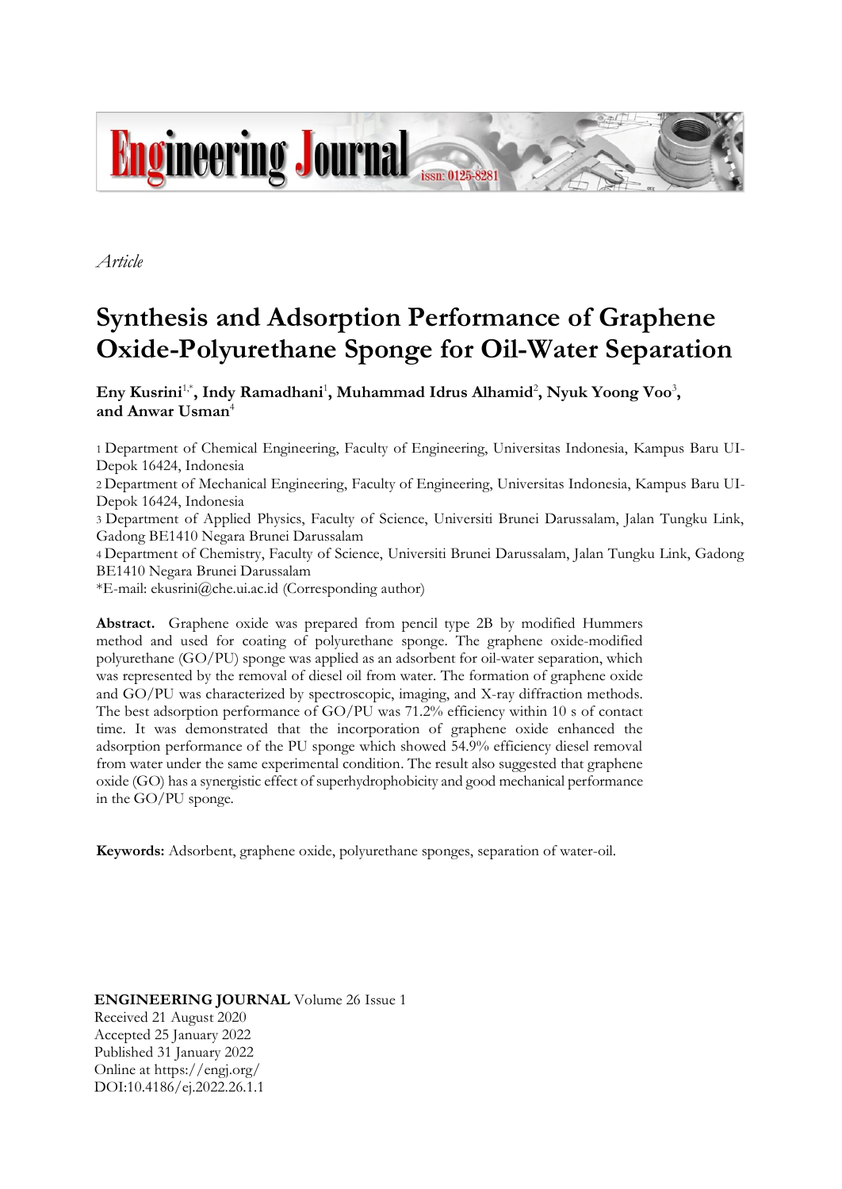*Article*

# Synthesis and Adsorption Performance of Graphene Oxide-Polyurethane Sponge for Oil-Water Separation

**Eny Kusrini[1,*], Indy Ramadhani[1], Muhammad Idrus Alhamid[2], Nyuk Yoong Voo[3], and Anwar Usman[4]**

1 Department of Chemical Engineering, Faculty of Engineering, Universitas Indonesia, Kampus Baru UI-Depok 16424, Indonesia

2 Department of Mechanical Engineering, Faculty of Engineering, Universitas Indonesia, Kampus Baru UI-Depok 16424, Indonesia

3 Department of Applied Physics, Faculty of Science, Universiti Brunei Darussalam, Jalan Tungku Link, Gadong BE1410 Negara Brunei Darussalam

4 Department of Chemistry, Faculty of Science, Universiti Brunei Darussalam, Jalan Tungku Link, Gadong BE1410 Negara Brunei Darussalam

*E-mail: ekusrini@che.ui.ac.id (Corresponding author)

**Abstract.** Graphene oxide was prepared from pencil type 2B by modified Hummers method and used for coating of polyurethane sponge. The graphene oxide-modified polyurethane (GO/PU) sponge was applied as an adsorbent for oil-water separation, which was represented by the removal of diesel oil from water. The formation of graphene oxide and GO/PU was characterized by spectroscopic, imaging, and X-ray diffraction methods. The best adsorption performance of GO/PU was 71.2% efficiency within 10 s of contact time. It was demonstrated that the incorporation of graphene oxide enhanced the adsorption performance of the PU sponge which showed 54.9% efficiency diesel removal from water under the same experimental condition. The result also suggested that graphene oxide (GO) has a synergistic effect of superhydrophobicity and good mechanical performance in the GO/PU sponge.

**Keywords:** Adsorbent, graphene oxide, polyurethane sponges, separation of water-oil.

**ENGINEERING JOURNAL** Volume 26 Issue 1
Received 21 August 2020
Accepted 25 January 2022
Published 31 January 2022
Online at https://engj.org/
DOI:10.4186/ej.2022.26.1.1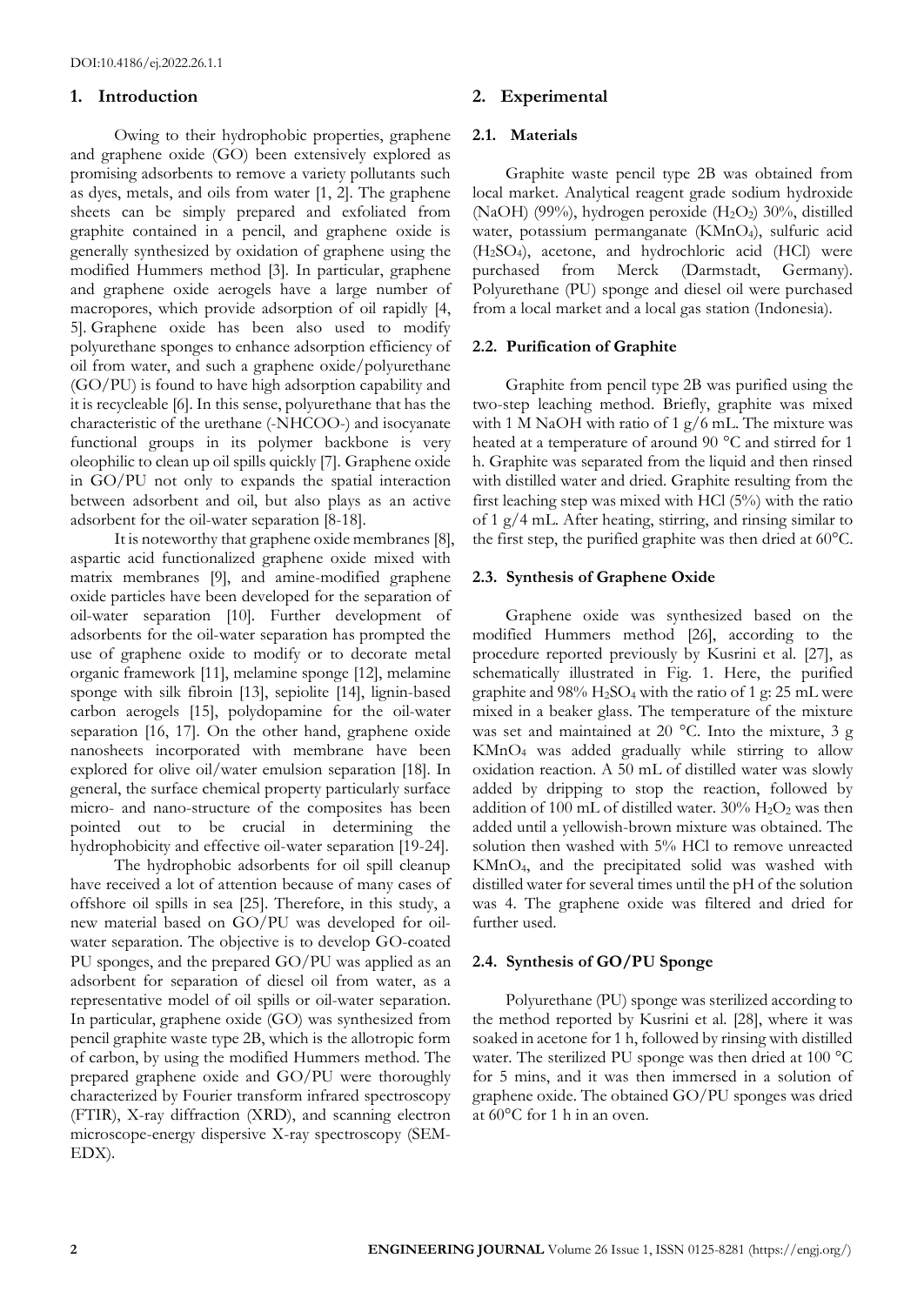DOI:10.4186/ej.2022.26.1.1

## 1. Introduction

Owing to their hydrophobic properties, graphene and graphene oxide (GO) been extensively explored as promising adsorbents to remove a variety pollutants such as dyes, metals, and oils from water [1, 2]. The graphene sheets can be simply prepared and exfoliated from graphite contained in a pencil, and graphene oxide is generally synthesized by oxidation of graphene using the modified Hummers method [3]. In particular, graphene and graphene oxide aerogels have a large number of macropores, which provide adsorption of oil rapidly [4, 5]. Graphene oxide has been also used to modify polyurethane sponges to enhance adsorption efficiency of oil from water, and such a graphene oxide/polyurethane (GO/PU) is found to have high adsorption capability and it is recycleable [6]. In this sense, polyurethane that has the characteristic of the urethane (-NHCOO-) and isocyanate functional groups in its polymer backbone is very oleophilic to clean up oil spills quickly [7]. Graphene oxide in GO/PU not only to expands the spatial interaction between adsorbent and oil, but also plays as an active adsorbent for the oil-water separation [8-18].

It is noteworthy that graphene oxide membranes [8], aspartic acid functionalized graphene oxide mixed with matrix membranes [9], and amine-modified graphene oxide particles have been developed for the separation of oil-water separation [10]. Further development of adsorbents for the oil-water separation has prompted the use of graphene oxide to modify or to decorate metal organic framework [11], melamine sponge [12], melamine sponge with silk fibroin [13], sepiolite [14], lignin-based carbon aerogels [15], polydopamine for the oil-water separation [16, 17]. On the other hand, graphene oxide nanosheets incorporated with membrane have been explored for olive oil/water emulsion separation [18]. In general, the surface chemical property particularly surface micro- and nano-structure of the composites has been pointed out to be crucial in determining the hydrophobicity and effective oil-water separation [19-24].

The hydrophobic adsorbents for oil spill cleanup have received a lot of attention because of many cases of offshore oil spills in sea [25]. Therefore, in this study, a new material based on GO/PU was developed for oil-water separation. The objective is to develop GO-coated PU sponges, and the prepared GO/PU was applied as an adsorbent for separation of diesel oil from water, as a representative model of oil spills or oil-water separation. In particular, graphene oxide (GO) was synthesized from pencil graphite waste type 2B, which is the allotropic form of carbon, by using the modified Hummers method. The prepared graphene oxide and GO/PU were thoroughly characterized by Fourier transform infrared spectroscopy (FTIR), X-ray diffraction (XRD), and scanning electron microscope-energy dispersive X-ray spectroscopy (SEM-EDX).

## 2. Experimental

### 2.1. Materials

Graphite waste pencil type 2B was obtained from local market. Analytical reagent grade sodium hydroxide (NaOH) (99%), hydrogen peroxide ($H_2O_2$) 30%, distilled water, potassium permanganate ($KMnO_4$), sulfuric acid ($H_2SO_4$), acetone, and hydrochloric acid (HCl) were purchased from Merck (Darmstadt, Germany). Polyurethane (PU) sponge and diesel oil were purchased from a local market and a local gas station (Indonesia).

### 2.2. Purification of Graphite

Graphite from pencil type 2B was purified using the two-step leaching method. Briefly, graphite was mixed with 1 M NaOH with ratio of 1 g/6 mL. The mixture was heated at a temperature of around 90 °C and stirred for 1 h. Graphite was separated from the liquid and then rinsed with distilled water and dried. Graphite resulting from the first leaching step was mixed with HCl (5%) with the ratio of 1 g/4 mL. After heating, stirring, and rinsing similar to the first step, the purified graphite was then dried at 60°C.

### 2.3. Synthesis of Graphene Oxide

Graphene oxide was synthesized based on the modified Hummers method [26], according to the procedure reported previously by Kusrini et al. [27], as schematically illustrated in Fig. 1. Here, the purified graphite and 98% $H_2SO_4$ with the ratio of 1 g: 25 mL were mixed in a beaker glass. The temperature of the mixture was set and maintained at 20 °C. Into the mixture, 3 g $KMnO_4$ was added gradually while stirring to allow oxidation reaction. A 50 mL of distilled water was slowly added by dripping to stop the reaction, followed by addition of 100 mL of distilled water. 30% $H_2O_2$ was then added until a yellowish-brown mixture was obtained. The solution then washed with 5% HCl to remove unreacted $KMnO_4$, and the precipitated solid was washed with distilled water for several times until the pH of the solution was 4. The graphene oxide was filtered and dried for further used.

### 2.4. Synthesis of GO/PU Sponge

Polyurethane (PU) sponge was sterilized according to the method reported by Kusrini et al. [28], where it was soaked in acetone for 1 h, followed by rinsing with distilled water. The sterilized PU sponge was then dried at 100 °C for 5 mins, and it was then immersed in a solution of graphene oxide. The obtained GO/PU sponges was dried at 60°C for 1 h in an oven.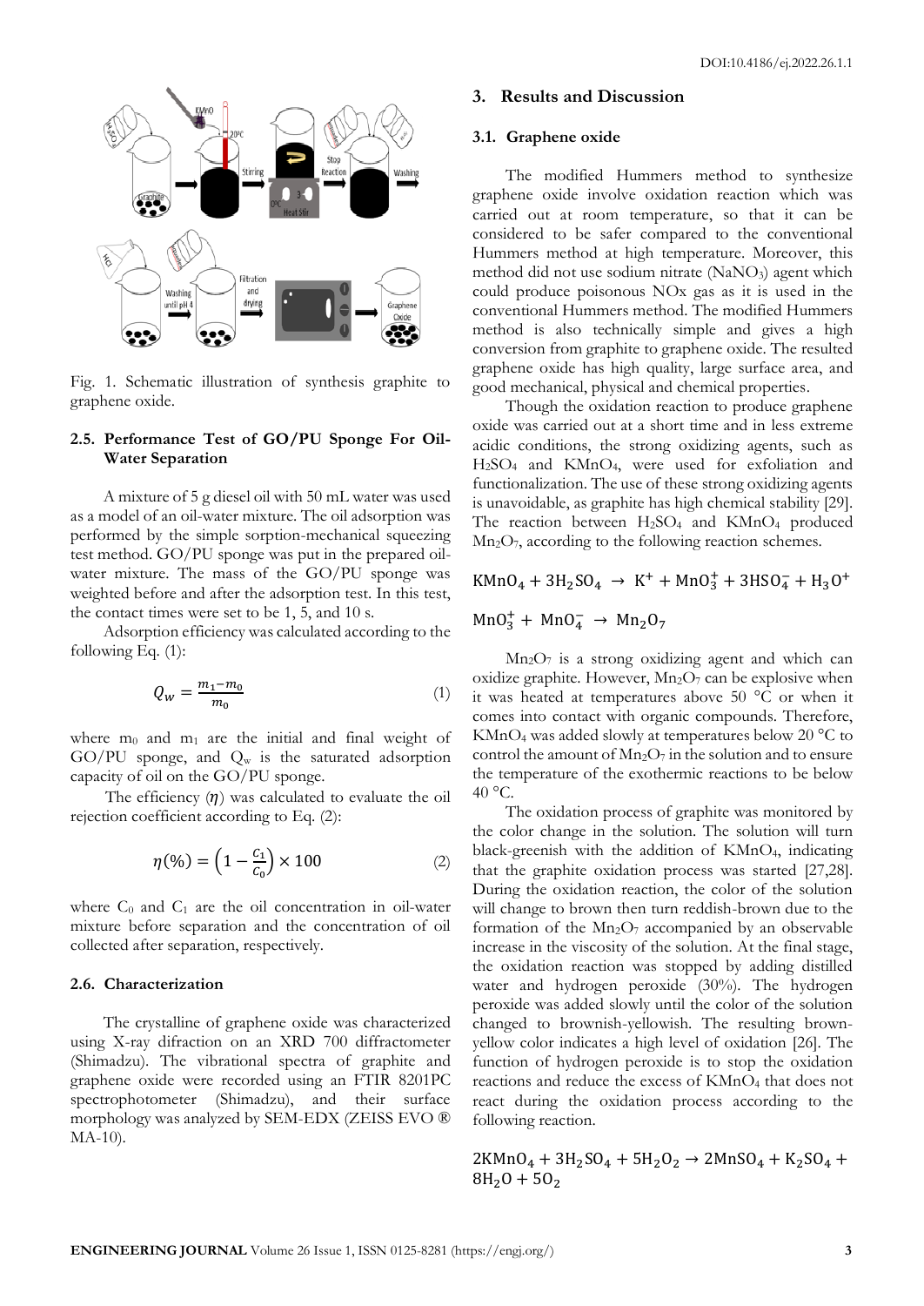Fig. 1. Schematic illustration of synthesis graphite to graphene oxide.

### 2.5. Performance Test of GO/PU Sponge For Oil-Water Separation

A mixture of 5 g diesel oil with 50 mL water was used as a model of an oil-water mixture. The oil adsorption was performed by the simple sorption-mechanical squeezing test method. GO/PU sponge was put in the prepared oil-water mixture. The mass of the GO/PU sponge was weighted before and after the adsorption test. In this test, the contact times were set to be 1, 5, and 10 s.

Adsorption efficiency was calculated according to the following Eq. (1):

$$Q_w = \frac{m_1 - m_0}{m_0} \quad (1)$$

where $m_0$ and $m_1$ are the initial and final weight of GO/PU sponge, and $Q_w$ is the saturated adsorption capacity of oil on the GO/PU sponge.

The efficiency ($\eta$) was calculated to evaluate the oil rejection coefficient according to Eq. (2):

$$\eta(\%) = \left(1 - \frac{C_1}{C_0}\right) \times 100 \quad (2)$$

where $C_0$ and $C_1$ are the oil concentration in oil-water mixture before separation and the concentration of oil collected after separation, respectively.

### 2.6. Characterization

The crystalline of graphene oxide was characterized using X-ray difraction on an XRD 700 diffractometer (Shimadzu). The vibrational spectra of graphite and graphene oxide were recorded using an FTIR 8201PC spectrophotometer (Shimadzu), and their surface morphology was analyzed by SEM-EDX (ZEISS EVO ® MA-10).

## 3. Results and Discussion

### 3.1. Graphene oxide

The modified Hummers method to synthesize graphene oxide involve oxidation reaction which was carried out at room temperature, so that it can be considered to be safer compared to the conventional Hummers method at high temperature. Moreover, this method did not use sodium nitrate ($NaNO_3$) agent which could produce poisonous NOx gas as it is used in the conventional Hummers method. The modified Hummers method is also technically simple and gives a high conversion from graphite to graphene oxide. The resulted graphene oxide has high quality, large surface area, and good mechanical, physical and chemical properties.

Though the oxidation reaction to produce graphene oxide was carried out at a short time and in less extreme acidic conditions, the strong oxidizing agents, such as $H_2SO_4$ and $KMnO_4$, were used for exfoliation and functionalization. The use of these strong oxidizing agents is unavoidable, as graphite has high chemical stability [29]. The reaction between $H_2SO_4$ and $KMnO_4$ produced $Mn_2O_7$, according to the following reaction schemes.

$$KMnO_4 + 3H_2SO_4 \rightarrow K^+ + MnO_3^+ + 3HSO_4^- + H_3O^+$$

$$MnO_3^+ + MnO_4^- \rightarrow Mn_2O_7$$

$Mn_2O_7$ is a strong oxidizing agent and which can oxidize graphite. However, $Mn_2O_7$ can be explosive when it was heated at temperatures above 50 °C or when it comes into contact with organic compounds. Therefore, $KMnO_4$ was added slowly at temperatures below 20 °C to control the amount of $Mn_2O_7$ in the solution and to ensure the temperature of the exothermic reactions to be below 40 °C.

The oxidation process of graphite was monitored by the color change in the solution. The solution will turn black-greenish with the addition of $KMnO_4$, indicating that the graphite oxidation process was started [27,28]. During the oxidation reaction, the color of the solution will change to brown then turn reddish-brown due to the formation of the $Mn_2O_7$ accompanied by an observable increase in the viscosity of the solution. At the final stage, the oxidation reaction was stopped by adding distilled water and hydrogen peroxide (30%). The hydrogen peroxide was added slowly until the color of the solution changed to brownish-yellowish. The resulting brown-yellow color indicates a high level of oxidation [26]. The function of hydrogen peroxide is to stop the oxidation reactions and reduce the excess of $KMnO_4$ that does not react during the oxidation process according to the following reaction.

$$2KMnO_4 + 3H_2SO_4 + 5H_2O_2 \rightarrow 2MnSO_4 + K_2SO_4 + 8H_2O + 5O_2$$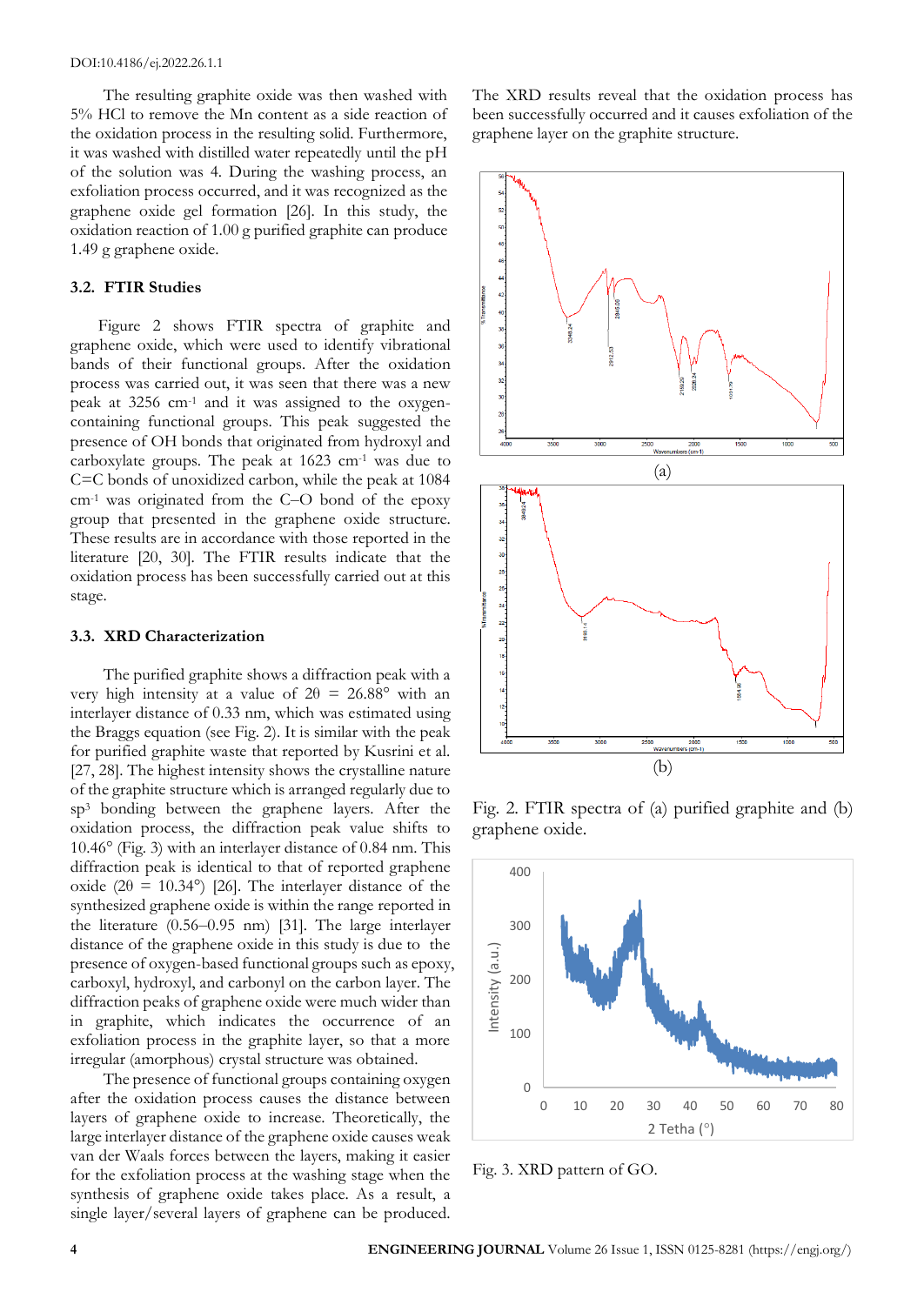The resulting graphite oxide was then washed with 5% HCl to remove the Mn content as a side reaction of the oxidation process in the resulting solid. Furthermore, it was washed with distilled water repeatedly until the pH of the solution was 4. During the washing process, an exfoliation process occurred, and it was recognized as the graphene oxide gel formation [26]. In this study, the oxidation reaction of 1.00 g purified graphite can produce 1.49 g graphene oxide.

### 3.2. FTIR Studies

Figure 2 shows FTIR spectra of graphite and graphene oxide, which were used to identify vibrational bands of their functional groups. After the oxidation process was carried out, it was seen that there was a new peak at 3256 cm$^{-1}$ and it was assigned to the oxygen-containing functional groups. This peak suggested the presence of OH bonds that originated from hydroxyl and carboxylate groups. The peak at 1623 cm$^{-1}$ was due to C=C bonds of unoxidized carbon, while the peak at 1084 cm$^{-1}$ was originated from the C–O bond of the epoxy group that presented in the graphene oxide structure. These results are in accordance with those reported in the literature [20, 30]. The FTIR results indicate that the oxidation process has been successfully carried out at this stage.

### 3.3. XRD Characterization

The purified graphite shows a diffraction peak with a very high intensity at a value of 2θ = 26.88° with an interlayer distance of 0.33 nm, which was estimated using the Braggs equation (see Fig. 2). It is similar with the peak for purified graphite waste that reported by Kusrini et al. [27, 28]. The highest intensity shows the crystalline nature of the graphite structure which is arranged regularly due to sp$^3$ bonding between the graphene layers. After the oxidation process, the diffraction peak value shifts to 10.46° (Fig. 3) with an interlayer distance of 0.84 nm. This diffraction peak is identical to that of reported graphene oxide (2θ = 10.34°) [26]. The interlayer distance of the synthesized graphene oxide is within the range reported in the literature (0.56–0.95 nm) [31]. The large interlayer distance of the graphene oxide in this study is due to the presence of oxygen-based functional groups such as epoxy, carboxyl, hydroxyl, and carbonyl on the carbon layer. The diffraction peaks of graphene oxide were much wider than in graphite, which indicates the occurrence of an exfoliation process in the graphite layer, so that a more irregular (amorphous) crystal structure was obtained.

The presence of functional groups containing oxygen after the oxidation process causes the distance between layers of graphene oxide to increase. Theoretically, the large interlayer distance of the graphene oxide causes weak van der Waals forces between the layers, making it easier for the exfoliation process at the washing stage when the synthesis of graphene oxide takes place. As a result, a single layer/several layers of graphene can be produced. The XRD results reveal that the oxidation process has been successfully occurred and it causes exfoliation of the graphene layer on the graphite structure.

(a)

(b)

Fig. 2. FTIR spectra of (a) purified graphite and (b) graphene oxide.

Fig. 3. XRD pattern of GO.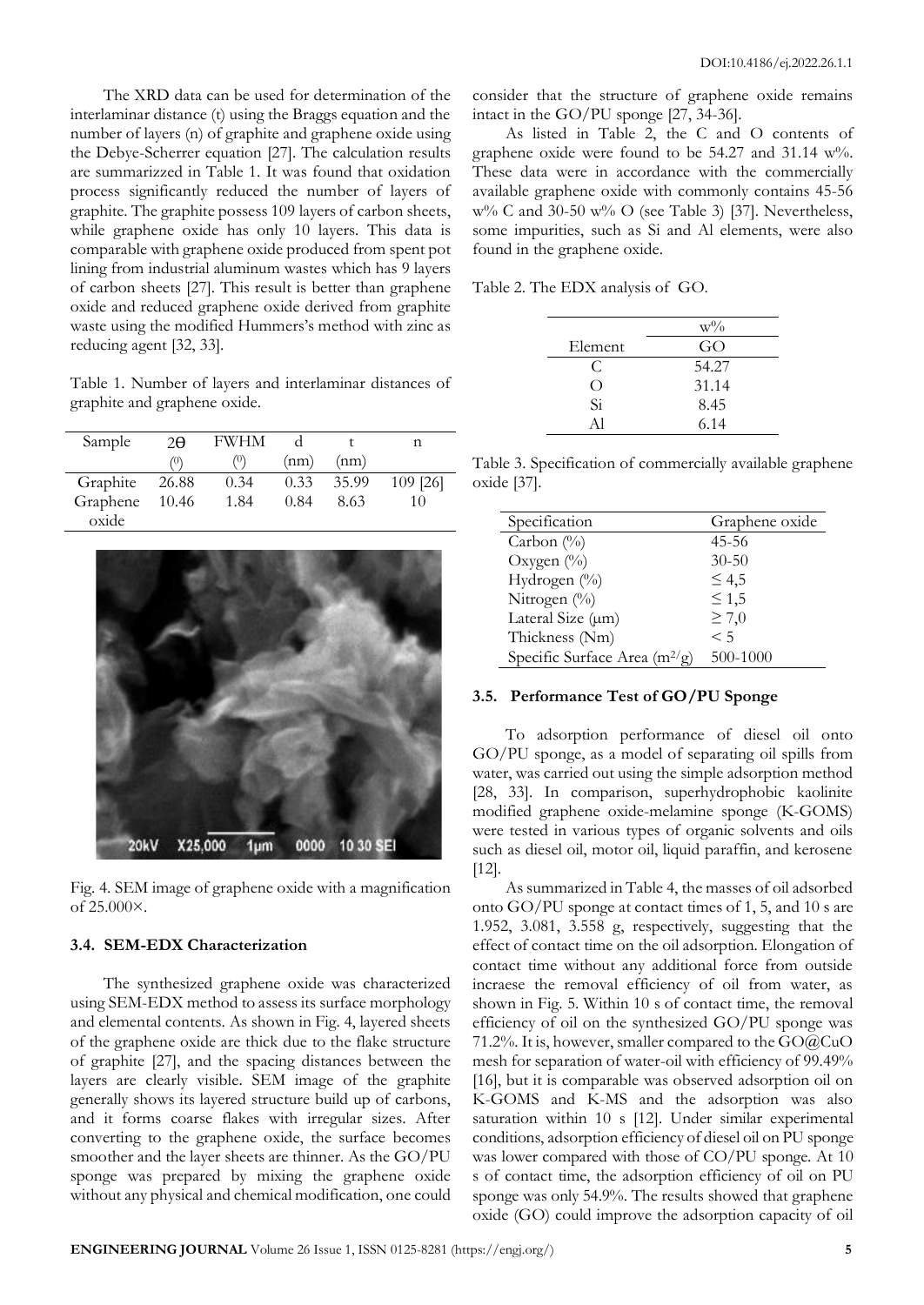The XRD data can be used for determination of the interlaminar distance (t) using the Braggs equation and the number of layers (n) of graphite and graphene oxide using the Debye-Scherrer equation [27]. The calculation results are summarizzed in Table 1. It was found that oxidation process significantly reduced the number of layers of graphite. The graphite possess 109 layers of carbon sheets, while graphene oxide has only 10 layers. This data is comparable with graphene oxide produced from spent pot lining from industrial aluminum wastes which has 9 layers of carbon sheets [27]. This result is better than graphene oxide and reduced graphene oxide derived from graphite waste using the modified Hummers's method with zinc as reducing agent [32, 33].

Table 1. Number of layers and interlaminar distances of graphite and graphene oxide.

| Sample | 2θ (°) | FWHM (°) | d (nm) | t (nm) | n |
|---|---|---|---|---|---|
| Graphite | 26.88 | 0.34 | 0.33 | 35.99 | 109 [26] |
| Graphene oxide | 10.46 | 1.84 | 0.84 | 8.63 | 10 |

Fig. 4. SEM image of graphene oxide with a magnification of 25.000×.

### 3.4. SEM-EDX Characterization

The synthesized graphene oxide was characterized using SEM-EDX method to assess its surface morphology and elemental contents. As shown in Fig. 4, layered sheets of the graphene oxide are thick due to the flake structure of graphite [27], and the spacing distances between the layers are clearly visible. SEM image of the graphite generally shows its layered structure build up of carbons, and it forms coarse flakes with irregular sizes. After converting to the graphene oxide, the surface becomes smoother and the layer sheets are thinner. As the GO/PU sponge was prepared by mixing the graphene oxide without any physical and chemical modification, one could consider that the structure of graphene oxide remains intact in the GO/PU sponge [27, 34-36].

As listed in Table 2, the C and O contents of graphene oxide were found to be 54.27 and 31.14 w%. These data were in accordance with the commercially available graphene oxide with commonly contains 45-56 w% C and 30-50 w% O (see Table 3) [37]. Nevertheless, some impurities, such as Si and Al elements, were also found in the graphene oxide.

Table 2. The EDX analysis of GO.

| Element | w% GO |
|---|---|
| C | 54.27 |
| O | 31.14 |
| Si | 8.45 |
| Al | 6.14 |

Table 3. Specification of commercially available graphene oxide [37].

| Specification | Graphene oxide |
|---|---|
| Carbon (%) | 45-56 |
| Oxygen (%) | 30-50 |
| Hydrogen (%) | ≤ 4,5 |
| Nitrogen (%) | ≤ 1,5 |
| Lateral Size (μm) | ≥ 7,0 |
| Thickness (Nm) | < 5 |
| Specific Surface Area ($m^2/g$) | 500-1000 |

### 3.5. Performance Test of GO/PU Sponge

To adsorption performance of diesel oil onto GO/PU sponge, as a model of separating oil spills from water, was carried out using the simple adsorption method [28, 33]. In comparison, superhydrophobic kaolinite modified graphene oxide-melamine sponge (K-GOMS) were tested in various types of organic solvents and oils such as diesel oil, motor oil, liquid paraffin, and kerosene [12].

As summarized in Table 4, the masses of oil adsorbed onto GO/PU sponge at contact times of 1, 5, and 10 s are 1.952, 3.081, 3.558 g, respectively, suggesting that the effect of contact time on the oil adsorption. Elongation of contact time without any additional force from outside incraese the removal efficiency of oil from water, as shown in Fig. 5. Within 10 s of contact time, the removal efficiency of oil on the synthesized GO/PU sponge was 71.2%. It is, however, smaller compared to the GO@CuO mesh for separation of water-oil with efficiency of 99.49% [16], but it is comparable was observed adsorption oil on K-GOMS and K-MS and the adsorption was also saturation within 10 s [12]. Under similar experimental conditions, adsorption efficiency of diesel oil on PU sponge was lower compared with those of CO/PU sponge. At 10 s of contact time, the adsorption efficiency of oil on PU sponge was only 54.9%. The results showed that graphene oxide (GO) could improve the adsorption capacity of oil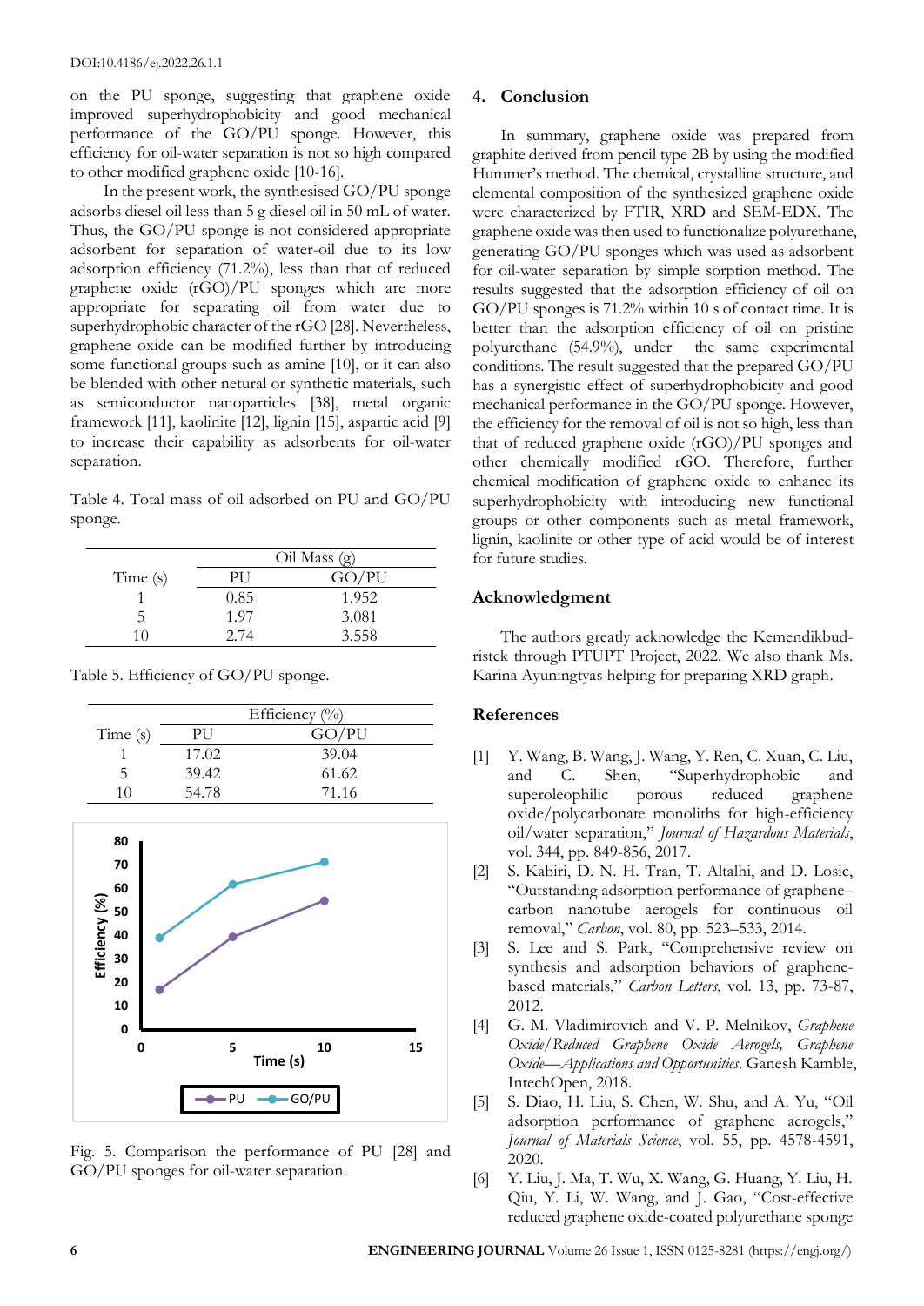on the PU sponge, suggesting that graphene oxide improved superhydrophobicity and good mechanical performance of the GO/PU sponge. However, this efficiency for oil-water separation is not so high compared to other modified graphene oxide [10-16].

In the present work, the synthesised GO/PU sponge adsorbs diesel oil less than 5 g diesel oil in 50 mL of water. Thus, the GO/PU sponge is not considered appropriate adsorbent for separation of water-oil due to its low adsorption efficiency (71.2%), less than that of reduced graphene oxide (rGO)/PU sponges which are more appropriate for separating oil from water due to superhydrophobic character of the rGO [28]. Nevertheless, graphene oxide can be modified further by introducing some functional groups such as amine [10], or it can also be blended with other netural or synthetic materials, such as semiconductor nanoparticles [38], metal organic framework [11], kaolinite [12], lignin [15], aspartic acid [9] to increase their capability as adsorbents for oil-water separation.

Table 4. Total mass of oil adsorbed on PU and GO/PU sponge.

| Time (s) | Oil Mass (g) | |
|---|---|---|
| | PU | GO/PU |
| 1 | 0.85 | 1.952 |
| 5 | 1.97 | 3.081 |
| 10 | 2.74 | 3.558 |

Table 5. Efficiency of GO/PU sponge.

| Time (s) | Efficiency (%) | |
|---|---|---|
| | PU | GO/PU |
| 1 | 17.02 | 39.04 |
| 5 | 39.42 | 61.62 |
| 10 | 54.78 | 71.16 |

Fig. 5. Comparison the performance of PU [28] and GO/PU sponges for oil-water separation.

## 4. Conclusion

In summary, graphene oxide was prepared from graphite derived from pencil type 2B by using the modified Hummer's method. The chemical, crystalline structure, and elemental composition of the synthesized graphene oxide were characterized by FTIR, XRD and SEM-EDX. The graphene oxide was then used to functionalize polyurethane, generating GO/PU sponges which was used as adsorbent for oil-water separation by simple sorption method. The results suggested that the adsorption efficiency of oil on GO/PU sponges is 71.2% within 10 s of contact time. It is better than the adsorption efficiency of oil on pristine polyurethane (54.9%), under the same experimental conditions. The result suggested that the prepared GO/PU has a synergistic effect of superhydrophobicity and good mechanical performance in the GO/PU sponge. However, the efficiency for the removal of oil is not so high, less than that of reduced graphene oxide (rGO)/PU sponges and other chemically modified rGO. Therefore, further chemical modification of graphene oxide to enhance its superhydrophobicity with introducing new functional groups or other components such as metal framework, lignin, kaolinite or other type of acid would be of interest for future studies.

## Acknowledgment

The authors greatly acknowledge the Kemendikbud-ristek through PTUPT Project, 2022. We also thank Ms. Karina Ayuningtyas helping for preparing XRD graph.

## References

[1] Y. Wang, B. Wang, J. Wang, Y. Ren, C. Xuan, C. Liu, and C. Shen, "Superhydrophobic and superoleophilic porous reduced graphene oxide/polycarbonate monoliths for high-efficiency oil/water separation," *Journal of Hazardous Materials*, vol. 344, pp. 849-856, 2017.

[2] S. Kabiri, D. N. H. Tran, T. Altalhi, and D. Losic, "Outstanding adsorption performance of graphene–carbon nanotube aerogels for continuous oil removal," *Carbon*, vol. 80, pp. 523–533, 2014.

[3] S. Lee and S. Park, "Comprehensive review on synthesis and adsorption behaviors of graphene-based materials," *Carbon Letters*, vol. 13, pp. 73-87, 2012.

[4] G. M. Vladimirovich and V. P. Melnikov, *Graphene Oxide/Reduced Graphene Oxide Aerogels, Graphene Oxide—Applications and Opportunities*. Ganesh Kamble, IntechOpen, 2018.

[5] S. Diao, H. Liu, S. Chen, W. Shu, and A. Yu, "Oil adsorption performance of graphene aerogels," *Journal of Materials Science*, vol. 55, pp. 4578-4591, 2020.

[6] Y. Liu, J. Ma, T. Wu, X. Wang, G. Huang, Y. Liu, H. Qiu, Y. Li, W. Wang, and J. Gao, "Cost-effective reduced graphene oxide-coated polyurethane sponge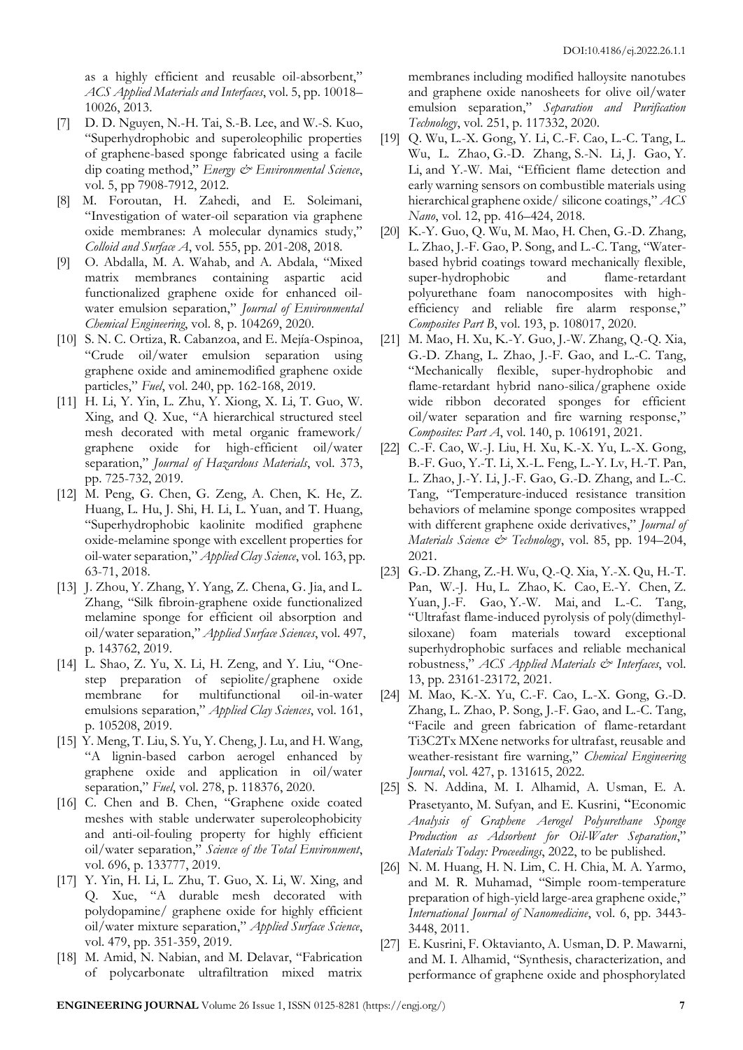as a highly efficient and reusable oil-absorbent," *ACS Applied Materials and Interfaces*, vol. 5, pp. 10018–10026, 2013.

[7] D. D. Nguyen, N.-H. Tai, S.-B. Lee, and W.-S. Kuo, "Superhydrophobic and superoleophilic properties of graphene-based sponge fabricated using a facile dip coating method," *Energy & Environmental Science*, vol. 5, pp 7908-7912, 2012.

[8] M. Foroutan, H. Zahedi, and E. Soleimani, "Investigation of water-oil separation via graphene oxide membranes: A molecular dynamics study," *Colloid and Surface A*, vol. 555, pp. 201-208, 2018.

[9] O. Abdalla, M. A. Wahab, and A. Abdala, "Mixed matrix membranes containing aspartic acid functionalized graphene oxide for enhanced oil-water emulsion separation," *Journal of Environmental Chemical Engineering*, vol. 8, p. 104269, 2020.

[10] S. N. C. Ortiza, R. Cabanzoa, and E. Mejía-Ospinoa, "Crude oil/water emulsion separation using graphene oxide and aminemodified graphene oxide particles," *Fuel*, vol. 240, pp. 162-168, 2019.

[11] H. Li, Y. Yin, L. Zhu, Y. Xiong, X. Li, T. Guo, W. Xing, and Q. Xue, "A hierarchical structured steel mesh decorated with metal organic framework/ graphene oxide for high-efficient oil/water separation," *Journal of Hazardous Materials*, vol. 373, pp. 725-732, 2019.

[12] M. Peng, G. Chen, G. Zeng, A. Chen, K. He, Z. Huang, L. Hu, J. Shi, H. Li, L. Yuan, and T. Huang, "Superhydrophobic kaolinite modified graphene oxide-melamine sponge with excellent properties for oil-water separation," *Applied Clay Science*, vol. 163, pp. 63-71, 2018.

[13] J. Zhou, Y. Zhang, Y. Yang, Z. Chena, G. Jia, and L. Zhang, "Silk fibroin-graphene oxide functionalized melamine sponge for efficient oil absorption and oil/water separation," *Applied Surface Sciences*, vol. 497, p. 143762, 2019.

[14] L. Shao, Z. Yu, X. Li, H. Zeng, and Y. Liu, "One-step preparation of sepiolite/graphene oxide membrane for multifunctional oil-in-water emulsions separation," *Applied Clay Sciences*, vol. 161, p. 105208, 2019.

[15] Y. Meng, T. Liu, S. Yu, Y. Cheng, J. Lu, and H. Wang, "A lignin-based carbon aerogel enhanced by graphene oxide and application in oil/water separation," *Fuel*, vol. 278, p. 118376, 2020.

[16] C. Chen and B. Chen, "Graphene oxide coated meshes with stable underwater superoleophobicity and anti-oil-fouling property for highly efficient oil/water separation," *Science of the Total Environment*, vol. 696, p. 133777, 2019.

[17] Y. Yin, H. Li, L. Zhu, T. Guo, X. Li, W. Xing, and Q. Xue, "A durable mesh decorated with polydopamine/ graphene oxide for highly efficient oil/water mixture separation," *Applied Surface Science*, vol. 479, pp. 351-359, 2019.

[18] M. Amid, N. Nabian, and M. Delavar, "Fabrication of polycarbonate ultrafiltration mixed matrix membranes including modified halloysite nanotubes and graphene oxide nanosheets for olive oil/water emulsion separation," *Separation and Purification Technology*, vol. 251, p. 117332, 2020.

[19] Q. Wu, L.-X. Gong, Y. Li, C.-F. Cao, L.-C. Tang, L. Wu, L. Zhao, G.-D. Zhang, S.-N. Li, J. Gao, Y. Li, and Y.-W. Mai, "Efficient flame detection and early warning sensors on combustible materials using hierarchical graphene oxide/ silicone coatings," *ACS Nano*, vol. 12, pp. 416–424, 2018.

[20] K.-Y. Guo, Q. Wu, M. Mao, H. Chen, G.-D. Zhang, L. Zhao, J.-F. Gao, P. Song, and L.-C. Tang, "Water-based hybrid coatings toward mechanically flexible, super-hydrophobic and flame-retardant polyurethane foam nanocomposites with high-efficiency and reliable fire alarm response," *Composites Part B*, vol. 193, p. 108017, 2020.

[21] M. Mao, H. Xu, K.-Y. Guo, J.-W. Zhang, Q.-Q. Xia, G.-D. Zhang, L. Zhao, J.-F. Gao, and L.-C. Tang, "Mechanically flexible, super-hydrophobic and flame-retardant hybrid nano-silica/graphene oxide wide ribbon decorated sponges for efficient oil/water separation and fire warning response," *Composites: Part A*, vol. 140, p. 106191, 2021.

[22] C.-F. Cao, W.-J. Liu, H. Xu, K.-X. Yu, L.-X. Gong, B.-F. Guo, Y.-T. Li, X.-L. Feng, L.-Y. Lv, H.-T. Pan, L. Zhao, J.-Y. Li, J.-F. Gao, G.-D. Zhang, and L.-C. Tang, "Temperature-induced resistance transition behaviors of melamine sponge composites wrapped with different graphene oxide derivatives," *Journal of Materials Science & Technology*, vol. 85, pp. 194–204, 2021.

[23] G.-D. Zhang, Z.-H. Wu, Q.-Q. Xia, Y.-X. Qu, H.-T. Pan, W.-J. Hu, L. Zhao, K. Cao, E.-Y. Chen, Z. Yuan, J.-F. Gao, Y.-W. Mai, and L.-C. Tang, "Ultrafast flame-induced pyrolysis of poly(dimethylsiloxane) foam materials toward exceptional superhydrophobic surfaces and reliable mechanical robustness," *ACS Applied Materials & Interfaces*, vol. 13, pp. 23161-23172, 2021.

[24] M. Mao, K.-X. Yu, C.-F. Cao, L.-X. Gong, G.-D. Zhang, L. Zhao, P. Song, J.-F. Gao, and L.-C. Tang, "Facile and green fabrication of flame-retardant Ti3C2Tx MXene networks for ultrafast, reusable and weather-resistant fire warning," *Chemical Engineering Journal*, vol. 427, p. 131615, 2022.

[25] S. N. Addina, M. I. Alhamid, A. Usman, E. A. Prasetyanto, M. Sufyan, and E. Kusrini, "Economic *Analysis of Graphene Aerogel Polyurethane Sponge Production as Adsorbent for Oil-Water Separation*," *Materials Today: Proceedings*, 2022, to be published.

[26] N. M. Huang, H. N. Lim, C. H. Chia, M. A. Yarmo, and M. R. Muhamad, "Simple room-temperature preparation of high-yield large-area graphene oxide," *International Journal of Nanomedicine*, vol. 6, pp. 3443-3448, 2011.

[27] E. Kusrini, F. Oktavianto, A. Usman, D. P. Mawarni, and M. I. Alhamid, "Synthesis, characterization, and performance of graphene oxide and phosphorylated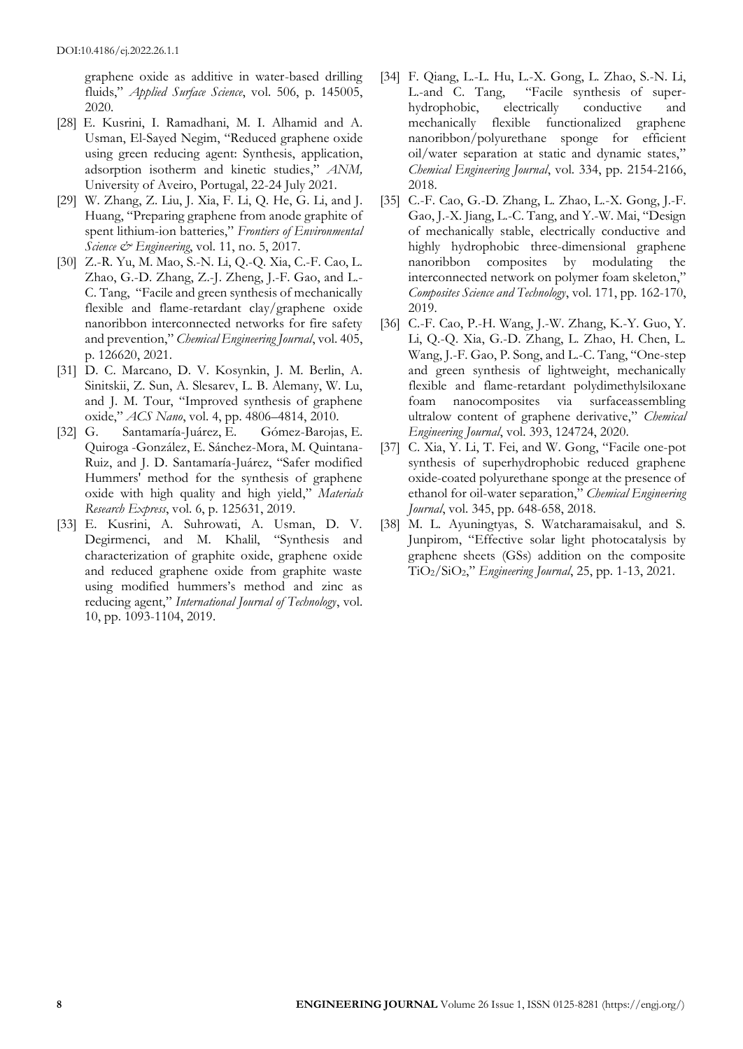graphene oxide as additive in water-based drilling fluids," *Applied Surface Science*, vol. 506, p. 145005, 2020.

[28] E. Kusrini, I. Ramadhani, M. I. Alhamid and A. Usman, El-Sayed Negim, "Reduced graphene oxide using green reducing agent: Synthesis, application, adsorption isotherm and kinetic studies," *ANM,* University of Aveiro, Portugal, 22-24 July 2021.

[29] W. Zhang, Z. Liu, J. Xia, F. Li, Q. He, G. Li, and J. Huang, "Preparing graphene from anode graphite of spent lithium-ion batteries," *Frontiers of Environmental Science & Engineering*, vol. 11, no. 5, 2017.

[30] Z.-R. Yu, M. Mao, S.-N. Li, Q.-Q. Xia, C.-F. Cao, L. Zhao, G.-D. Zhang, Z.-J. Zheng, J.-F. Gao, and L.-C. Tang, "Facile and green synthesis of mechanically flexible and flame-retardant clay/graphene oxide nanoribbon interconnected networks for fire safety and prevention," *Chemical Engineering Journal*, vol. 405, p. 126620, 2021.

[31] D. C. Marcano, D. V. Kosynkin, J. M. Berlin, A. Sinitskii, Z. Sun, A. Slesarev, L. B. Alemany, W. Lu, and J. M. Tour, "Improved synthesis of graphene oxide," *ACS Nano*, vol. 4, pp. 4806–4814, 2010.

[32] G. Santamaría-Juárez, E. Gómez-Barojas, E. Quiroga -González, E. Sánchez-Mora, M. Quintana-Ruiz, and J. D. Santamaría-Juárez, "Safer modified Hummers' method for the synthesis of graphene oxide with high quality and high yield," *Materials Research Express*, vol. 6, p. 125631, 2019.

[33] E. Kusrini, A. Suhrowati, A. Usman, D. V. Degirmenci, and M. Khalil, "Synthesis and characterization of graphite oxide, graphene oxide and reduced graphene oxide from graphite waste using modified hummers's method and zinc as reducing agent," *International Journal of Technology*, vol. 10, pp. 1093-1104, 2019.

[34] F. Qiang, L.-L. Hu, L.-X. Gong, L. Zhao, S.-N. Li, L.-and C. Tang, "Facile synthesis of super-hydrophobic, electrically conductive and mechanically flexible functionalized graphene nanoribbon/polyurethane sponge for efficient oil/water separation at static and dynamic states," *Chemical Engineering Journal*, vol. 334, pp. 2154-2166, 2018.

[35] C.-F. Cao, G.-D. Zhang, L. Zhao, L.-X. Gong, J.-F. Gao, J.-X. Jiang, L.-C. Tang, and Y.-W. Mai, "Design of mechanically stable, electrically conductive and highly hydrophobic three-dimensional graphene nanoribbon composites by modulating the interconnected network on polymer foam skeleton," *Composites Science and Technology*, vol. 171, pp. 162-170, 2019.

[36] C.-F. Cao, P.-H. Wang, J.-W. Zhang, K.-Y. Guo, Y. Li, Q.-Q. Xia, G.-D. Zhang, L. Zhao, H. Chen, L. Wang, J.-F. Gao, P. Song, and L.-C. Tang, "One-step and green synthesis of lightweight, mechanically flexible and flame-retardant polydimethylsiloxane foam nanocomposites via surfaceassembling ultralow content of graphene derivative," *Chemical Engineering Journal*, vol. 393, 124724, 2020.

[37] C. Xia, Y. Li, T. Fei, and W. Gong, "Facile one-pot synthesis of superhydrophobic reduced graphene oxide-coated polyurethane sponge at the presence of ethanol for oil-water separation," *Chemical Engineering Journal*, vol. 345, pp. 648-658, 2018.

[38] M. L. Ayuningtyas, S. Watcharamaisakul, and S. Junpirom, "Effective solar light photocatalysis by graphene sheets (GSs) addition on the composite $TiO_2/SiO_2$," *Engineering Journal*, 25, pp. 1-13, 2021.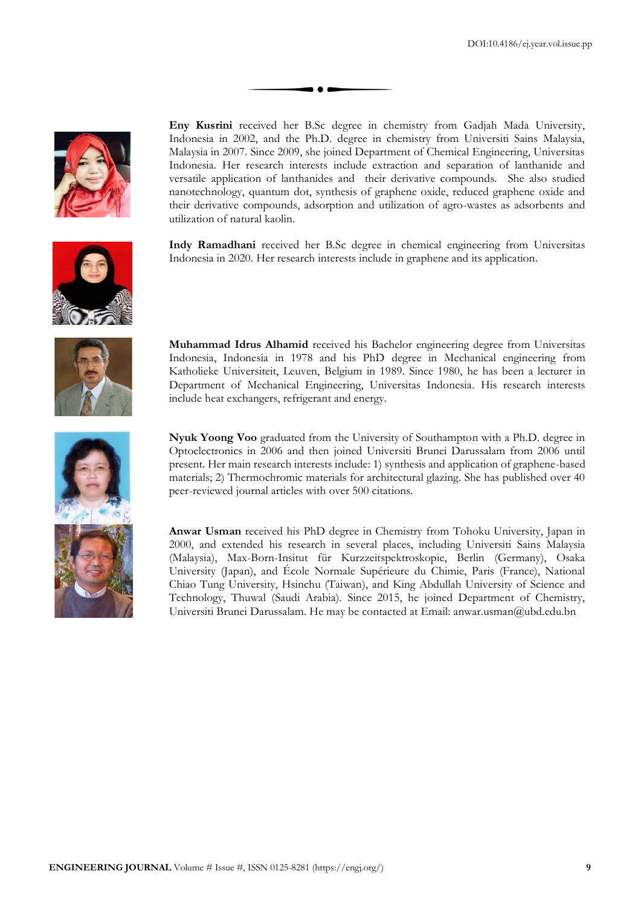**Eny Kusrini** received her B.Sc degree in chemistry from Gadjah Mada University, Indonesia in 2002, and the Ph.D. degree in chemistry from Universiti Sains Malaysia, Malaysia in 2007. Since 2009, she joined Department of Chemical Engineering, Universitas Indonesia. Her research interests include extraction and separation of lanthanide and versatile application of lanthanides and their derivative compounds. She also studied nanotechnology, quantum dot, synthesis of graphene oxide, reduced graphene oxide and their derivative compounds, adsorption and utilization of agro-wastes as adsorbents and utilization of natural kaolin.

**Indy Ramadhani** received her B.Sc degree in chemical engineering from Universitas Indonesia in 2020. Her research interests include in graphene and its application.

**Muhammad Idrus Alhamid** received his Bachelor engineering degree from Universitas Indonesia, Indonesia in 1978 and his PhD degree in Mechanical engineering from Katholieke Universiteit, Leuven, Belgium in 1989. Since 1980, he has been a lecturer in Department of Mechanical Engineering, Universitas Indonesia. His research interests include heat exchangers, refrigerant and energy.

**Nyuk Yoong Voo** graduated from the University of Southampton with a Ph.D. degree in Optoelectronics in 2006 and then joined Universiti Brunei Darussalam from 2006 until present. Her main research interests include: 1) synthesis and application of graphene-based materials; 2) Thermochromic materials for architectural glazing. She has published over 40 peer-reviewed journal articles with over 500 citations.

**Anwar Usman** received his PhD degree in Chemistry from Tohoku University, Japan in 2000, and extended his research in several places, including Universiti Sains Malaysia (Malaysia), Max-Born-Insitut für Kurzzeitspektroskopie, Berlin (Germany), Osaka University (Japan), and École Normale Supérieure du Chimie, Paris (France), National Chiao Tung University, Hsinchu (Taiwan), and King Abdullah University of Science and Technology, Thuwal (Saudi Arabia). Since 2015, he joined Department of Chemistry, Universiti Brunei Darussalam. He may be contacted at Email: anwar.usman@ubd.edu.bn